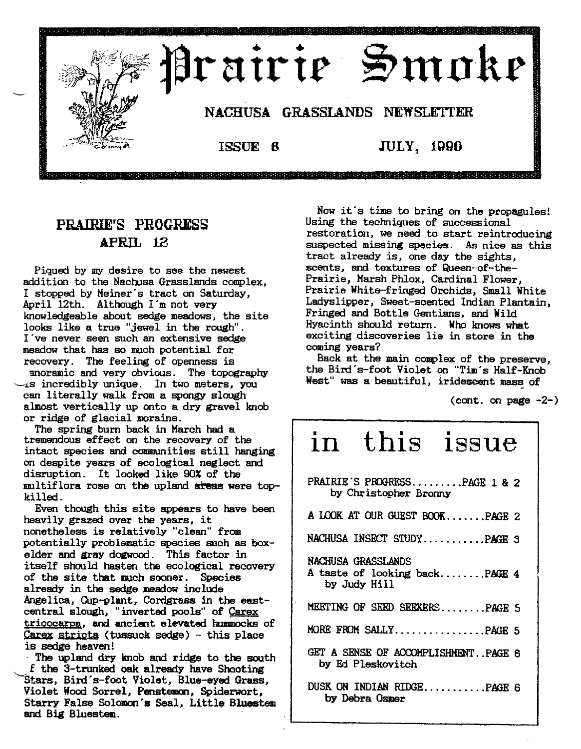# Prairie Smoke

## NACHUSA GRASSLANDS NEWSLETTER

ISSUE 6 JULY, 1990

## PRAIRIE'S PROGRESS
### APRIL 12

Piqued by my desire to see the newest addition to the Nachusa Grasslands complex, I stopped by Meiner's tract on Saturday, April 12th. Although I'm not very knowledgeable about sedge meadows, the site looks like a true "jewel in the rough". I've never seen such an extensive sedge meadow that has so much potential for recovery. The feeling of openness is anoramic and very obvious. The topography is incredibly unique. In two meters, you can literally walk from a spongy slough almost vertically up onto a dry gravel knob or ridge of glacial moraine.

The spring burn back in March had a tremendous effect on the recovery of the intact species and communities still hanging on despite years of ecological neglect and disruption. It looked like 90% of the multiflora rose on the upland areas were top-killed.

Even though this site appears to have been heavily grazed over the years, it nonetheless is relatively "clean" from potentially problematic species such as box-elder and gray dogwood. This factor in itself should hasten the ecological recovery of the site that much sooner. Species already in the sedge meadow include Angelica, Cup-plant, Cordgrass in the east-central slough, "inverted pools" of Carex tricocarpa, and ancient elevated hummocks of Carex stricta (tussuck sedge) - this place is sedge heaven!

The upland dry knob and ridge to the south f the 3-trunked oak already have Shooting Stars, Bird's-foot Violet, Blue-eyed Grass, Violet Wood Sorrel, Penstemon, Spiderwort, Starry False Solomon's Seal, Little Bluestem and Big Bluestem.

Now it's time to bring on the propagules! Using the techniques of successional restoration, we need to start reintroducing suspected missing species. As nice as this tract already is, one day the sights, scents, and textures of Queen-of-the-Prairie, Marsh Phlox, Cardinal Flower, Prairie White-fringed Orchids, Small White Ladyslipper, Sweet-scented Indian Plantain, Fringed and Bottle Gentians, and Wild Hyacinth should return. Who knows what exciting discoveries lie in store in the coming years?

Back at the main complex of the preserve, the Bird's-foot Violet on "Tim's Half-Knob West" was a beautiful, iridescent mass of

(cont. on page -2-)

## in this issue

- PRAIRIE'S PROGRESS.........PAGE 1 & 2
  by Christopher Bronny
- A LOOK AT OUR GUEST BOOK.......PAGE 2
- NACHUSA INSECT STUDY...........PAGE 3
- NACHUSA GRASSLANDS
  A taste of looking back........PAGE 4
  by Judy Hill
- MEETING OF SEED SEEKERS........PAGE 5
- MORE FROM SALLY................PAGE 5
- GET A SENSE OF ACCOMPLISHMENT..PAGE 6
  by Ed Pleskovitch
- DUSK ON INDIAN RIDGE...........PAGE 6
  by Debra Osmer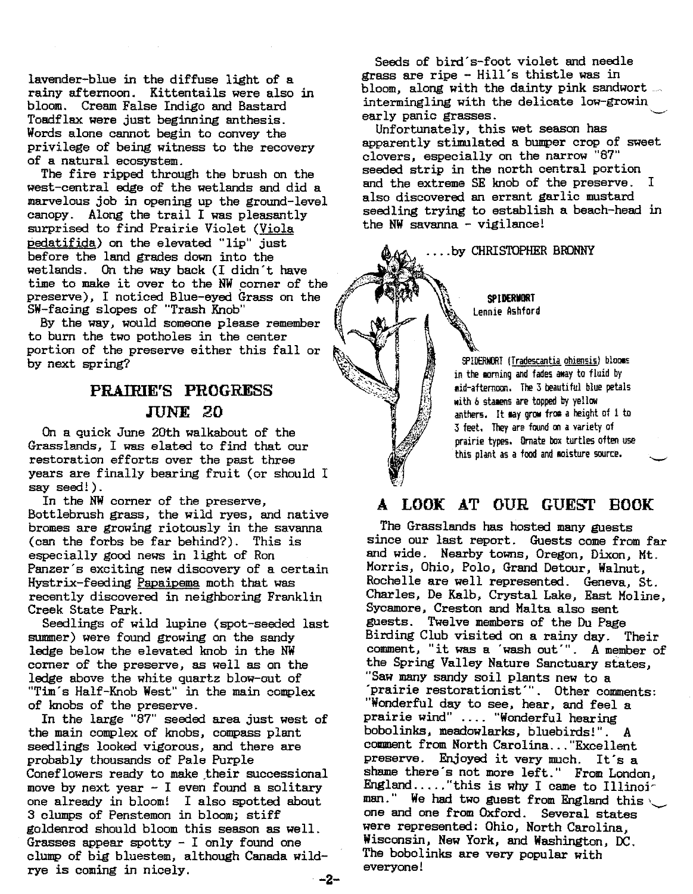lavender-blue in the diffuse light of a rainy afternoon. Kittentails were also in bloom. Cream False Indigo and Bastard Toadflax were just beginning anthesis. Words alone cannot begin to convey the privilege of being witness to the recovery of a natural ecosystem.

The fire ripped through the brush on the west-central edge of the wetlands and did a marvelous job in opening up the ground-level canopy. Along the trail I was pleasantly surprised to find Prairie Violet (Viola pedatifida) on the elevated "lip" just before the land grades down into the wetlands. On the way back (I didn't have time to make it over to the NW corner of the preserve), I noticed Blue-eyed Grass on the SW-facing slopes of "Trash Knob"

By the way, would someone please remember to burn the two potholes in the center portion of the preserve either this fall or by next spring?

## PRAIRIE'S PROGRESS
## JUNE 20

On a quick June 20th walkabout of the Grasslands, I was elated to find that our restoration efforts over the past three years are finally bearing fruit (or should I say seed!).

In the NW corner of the preserve, Bottlebrush grass, the wild ryes, and native bromes are growing riotously in the savanna (can the forbs be far behind?). This is especially good news in light of Ron Panzer's exciting new discovery of a certain Hystrix-feeding Papaipema moth that was recently discovered in neighboring Franklin Creek State Park.

Seedlings of wild lupine (spot-seeded last summer) were found growing on the sandy ledge below the elevated knob in the NW corner of the preserve, as well as on the ledge above the white quartz blow-out of "Tim's Half-Knob West" in the main complex of knobs of the preserve.

In the large "87" seeded area just west of the main complex of knobs, compass plant seedlings looked vigorous, and there are probably thousands of Pale Purple Coneflowers ready to make their successional move by next year - I even found a solitary one already in bloom! I also spotted about 3 clumps of Penstemon in bloom; stiff goldenrod should bloom this season as well. Grasses appear spotty - I only found one clump of big bluestem, although Canada wild-rye is coming in nicely.

Seeds of bird's-foot violet and needle grass are ripe - Hill's thistle was in bloom, along with the dainty pink sandwort intermingling with the delicate low-growin early panic grasses.

Unfortunately, this wet season has apparently stimulated a bumper crop of sweet clovers, especially on the narrow "87" seeded strip in the north central portion and the extreme SE knob of the preserve. I also discovered an errant garlic mustard seedling trying to establish a beach-head in the NW savanna - vigilance!

....by CHRISTOPHER BRONNY

**SPIDERWORT**
Lennie Ashford

SPIDERWORT (Tradescantia ohiensis) blooms in the morning and fades away to fluid by mid-afternoon. The 3 beautiful blue petals with 6 stamens are topped by yellow anthers. It may grow from a height of 1 to 3 feet. They are found on a variety of prairie types. Ornate box turtles often use this plant as a food and moisture source.

## A LOOK AT OUR GUEST BOOK

The Grasslands has hosted many guests since our last report. Guests come from far and wide. Nearby towns, Oregon, Dixon, Mt. Morris, Ohio, Polo, Grand Detour, Walnut, Rochelle are well represented. Geneva, St. Charles, De Kalb, Crystal Lake, East Moline, Sycamore, Creston and Malta also sent guests. Twelve members of the Du Page Birding Club visited on a rainy day. Their comment, "it was a 'wash out'". A member of the Spring Valley Nature Sanctuary states, "Saw many sandy soil plants new to a 'prairie restorationist'". Other comments: "Wonderful day to see, hear, and feel a prairie wind" .... "Wonderful hearing bobolinks, meadowlarks, bluebirds!". A comment from North Carolina..."Excellent preserve. Enjoyed it very much. It's a shame there's not more left." From London, England....."this is why I came to Illinoi man." We had two guest from England this one and one from Oxford. Several states were represented: Ohio, North Carolina, Wisconsin, New York, and Washington, DC. The bobolinks are very popular with everyone!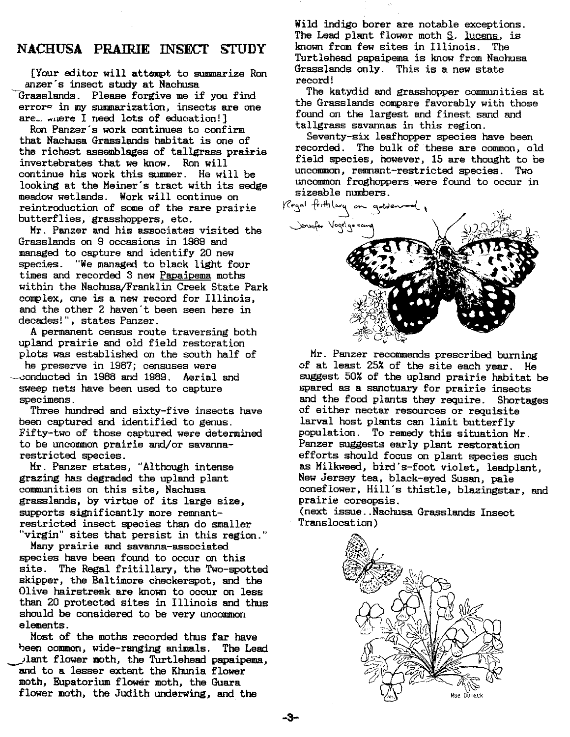## NACHUSA PRAIRIE INSECT STUDY

[Your editor will attempt to summarize Ron Panzer's insect study at Nachusa Grasslands. Please forgive me if you find errors in my summarization, insects are one area where I need lots of education!]

Ron Panzer's work continues to confirm that Nachusa Grasslands habitat is one of the richest assemblages of tallgrass prairie invertebrates that we know. Ron will continue his work this summer. He will be looking at the Meiner's tract with its sedge meadow wetlands. Work will continue on reintroduction of some of the rare prairie butterflies, grasshoppers, etc.

Mr. Panzer and his associates visited the Grasslands on 9 occasions in 1989 and managed to capture and identify 20 new species. "We managed to black light four times and recorded 3 new Papaipema moths within the Nachusa/Franklin Creek State Park complex, one is a new record for Illinois, and the other 2 haven't been seen here in decades!", states Panzer.

A permanent census route traversing both upland prairie and old field restoration plots was established on the south half of the preserve in 1987; censuses were conducted in 1988 and 1989. Aerial and sweep nets have been used to capture specimens.

Three hundred and sixty-five insects have been captured and identified to genus. Fifty-two of those captured were determined to be uncommon prairie and/or savanna-restricted species.

Mr. Panzer states, "Although intense grazing has degraded the upland plant communities on this site, Nachusa grasslands, by virtue of its large size, supports significantly more remnant-restricted insect species than do smaller "virgin" sites that persist in this region."

Many prairie and savanna-associated species have been found to occur on this site. The Regal fritillary, the Two-spotted skipper, the Baltimore checkerspot, and the Olive hairstreak are known to occur on less than 20 protected sites in Illinois and thus should be considered to be very uncommon elements.

Most of the moths recorded thus far have been common, wide-ranging animals. The Lead plant flower moth, the Turtlehead papaipema, and to a lesser extent the Khunia flower moth, Eupatorium flower moth, the Guara flower moth, the Judith underwing, and the Wild indigo borer are notable exceptions. The Lead plant flower moth S. lucens, is known from few sites in Illinois. The Turtlehead papaipema is know from Nachusa Grasslands only. This is a new state record!

The katydid and grasshopper communities at the Grasslands compare favorably with those found on the largest and finest sand and tallgrass savannas in this region.

Seventy-six leafhopper species have been recorded. The bulk of these are common, old field species, however, 15 are thought to be uncommon, remnant-restricted species. Two uncommon froghoppers were found to occur in sizeable numbers.

Regal fritillary on goldenrod, Jennifer Vogelgesang

Mr. Panzer recommends prescribed burning of at least 25% of the site each year. He suggest 50% of the upland prairie habitat be spared as a sanctuary for prairie insects and the food plants they require. Shortages of either nectar resources or requisite larval host plants can limit butterfly population. To remedy this situation Mr. Panzer suggests early plant restoration efforts should focus on plant species such as Milkweed, bird's-foot violet, leadplant, New Jersey tea, black-eyed Susan, pale coneflower, Hill's thistle, blazingstar, and prairie coreopsis.

(next issue..Nachusa Grasslands Insect Translocation)

Mae Domack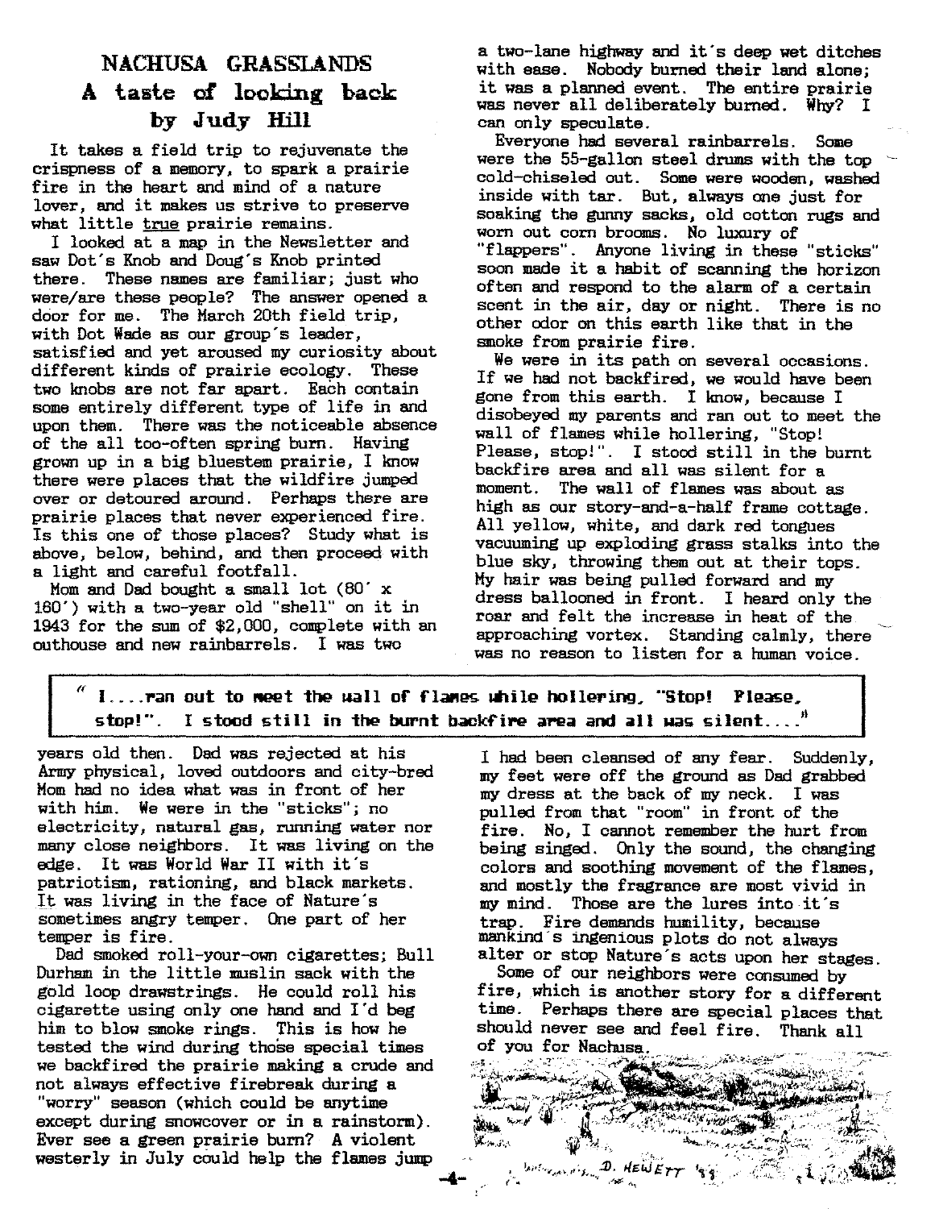## NACHUSA GRASSLANDS
## A taste of looking back
### by Judy Hill

It takes a field trip to rejuvenate the crispness of a memory, to spark a prairie fire in the heart and mind of a nature lover, and it makes us strive to preserve what little true prairie remains.

I looked at a map in the Newsletter and saw Dot's Knob and Doug's Knob printed there. These names are familiar; just who were/are these people? The answer opened a door for me. The March 20th field trip, with Dot Wade as our group's leader, satisfied and yet aroused my curiosity about different kinds of prairie ecology. These two knobs are not far apart. Each contain some entirely different type of life in and upon them. There was the noticeable absence of the all too-often spring burn. Having grown up in a big bluestem prairie, I know there were places that the wildfire jumped over or detoured around. Perhaps there are prairie places that never experienced fire. Is this one of those places? Study what is above, below, behind, and then proceed with a light and careful footfall.

Mom and Dad bought a small lot (80' x 160') with a two-year old "shell" on it in 1943 for the sum of $2,000, complete with an outhouse and new rainbarrels. I was two years old then. Dad was rejected at his Army physical, loved outdoors and city-bred Mom had no idea what was in front of her with him. We were in the "sticks"; no electricity, natural gas, running water nor many close neighbors. It was living on the edge. It was World War II with it's patriotism, rationing, and black markets. It was living in the face of Nature's sometimes angry temper. One part of her temper is fire.

Dad smoked roll-your-own cigarettes; Bull Durham in the little muslin sack with the gold loop drawstrings. He could roll his cigarette using only one hand and I'd beg him to blow smoke rings. This is how he tested the wind during those special times we backfired the prairie making a crude and not always effective firebreak during a "worry" season (which could be anytime except during snowcover or in a rainstorm). Ever see a green prairie burn? A violent westerly in July could help the flames jump a two-lane highway and it's deep wet ditches with ease. Nobody burned their land alone; it was a planned event. The entire prairie was never all deliberately burned. Why? I can only speculate.

Everyone had several rainbarrels. Some were the 55-gallon steel drums with the top cold-chiseled out. Some were wooden, washed inside with tar. But, always one just for soaking the gunny sacks, old cotton rugs and worn out corn brooms. No luxury of "flappers". Anyone living in these "sticks" soon made it a habit of scanning the horizon often and respond to the alarm of a certain scent in the air, day or night. There is no other odor on this earth like that in the smoke from prairie fire.

We were in its path on several occasions. If we had not backfired, we would have been gone from this earth. I know, because I disobeyed my parents and ran out to meet the wall of flames while hollering, "Stop! Please, stop!". I stood still in the burnt backfire area and all was silent for a moment. The wall of flames was about as high as our story-and-a-half frame cottage. All yellow, white, and dark red tongues vacuuming up exploding grass stalks into the blue sky, throwing them out at their tops. My hair was being pulled forward and my dress ballooned in front. I heard only the roar and felt the increase in heat of the approaching vortex. Standing calmly, there was no reason to listen for a human voice.

> **"I....ran out to meet the wall of flames while hollering, "Stop! Please, stop!". I stood still in the burnt backfire area and all was silent...."**

I had been cleansed of any fear. Suddenly, my feet were off the ground as Dad grabbed my dress at the back of my neck. I was pulled from that "room" in front of the fire. No, I cannot remember the hurt from being singed. Only the sound, the changing colors and soothing movement of the flames, and mostly the fragrance are most vivid in my mind. Those are the lures into it's trap. Fire demands humility, because mankind's ingenious plots do not always alter or stop Nature's acts upon her stages.

Some of our neighbors were consumed by fire, which is another story for a different time. Perhaps there are special places that should never see and feel fire. Thank all of you for Nachusa.

D. HEWETT '93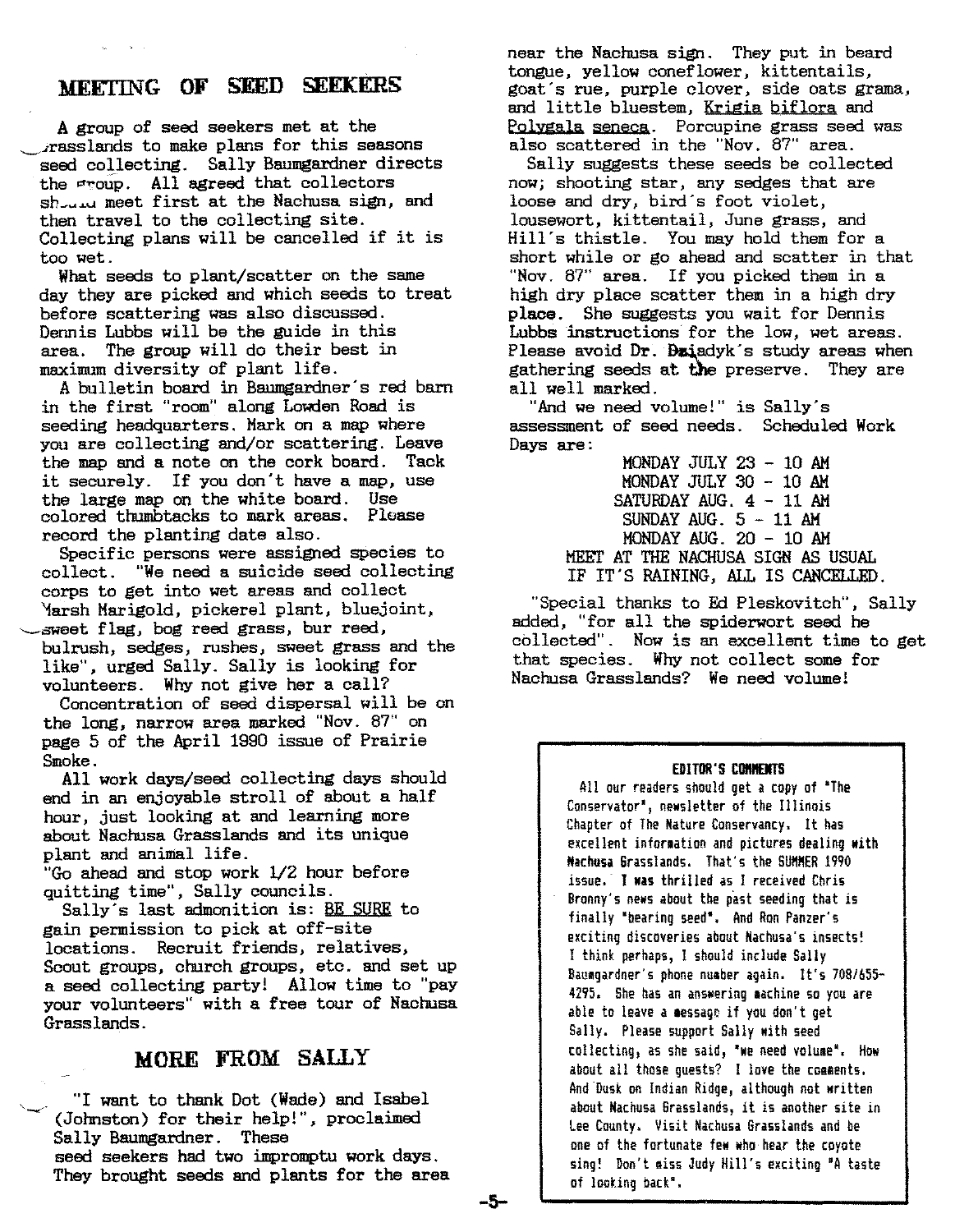## MEETING OF SEED SEEKERS

A group of seed seekers met at the Grasslands to make plans for this seasons seed collecting. Sally Baumgardner directs the group. All agreed that collectors should meet first at the Nachusa sign, and then travel to the collecting site. Collecting plans will be cancelled if it is too wet.

What seeds to plant/scatter on the same day they are picked and which seeds to treat before scattering was also discussed. Dennis Lubbs will be the guide in this area. The group will do their best in maximum diversity of plant life.

A bulletin board in Baumgardner's red barn in the first "room" along Lowden Road is seeding headquarters. Mark on a map where you are collecting and/or scattering. Leave the map and a note on the cork board. Tack it securely. If you don't have a map, use the large map on the white board. Use colored thumbtacks to mark areas. Please record the planting date also.

Specific persons were assigned species to collect. "We need a suicide seed collecting corps to get into wet areas and collect Marsh Marigold, pickerel plant, bluejoint, sweet flag, bog reed grass, bur reed, bulrush, sedges, rushes, sweet grass and the like", urged Sally. Sally is looking for volunteers. Why not give her a call?

Concentration of seed dispersal will be on the long, narrow area marked "Nov. 87" on page 5 of the April 1990 issue of Prairie Smoke.

All work days/seed collecting days should end in an enjoyable stroll of about a half hour, just looking at and learning more about Nachusa Grasslands and its unique plant and animal life.

"Go ahead and stop work 1/2 hour before quitting time", Sally councils.

Sally's last admonition is: BE SURE to gain permission to pick at off-site locations. Recruit friends, relatives, Scout groups, church groups, etc. and set up a seed collecting party! Allow time to "pay your volunteers" with a free tour of Nachusa Grasslands.

## MORE FROM SALLY

"I want to thank Dot (Wade) and Isabel (Johnston) for their help!", proclaimed Sally Baumgardner. These seed seekers had two impromptu work days. They brought seeds and plants for the area near the Nachusa sign. They put in beard tongue, yellow coneflower, kittentails, goat's rue, purple clover, side oats grama, and little bluestem, *Krigia biflora* and *Polygala seneca*. Porcupine grass seed was also scattered in the "Nov. 87" area.

Sally suggests these seeds be collected now; shooting star, any sedges that are loose and dry, bird's foot violet, lousewort, kittentail, June grass, and Hill's thistle. You may hold them for a short while or go ahead and scatter in that "Nov. 87" area. If you picked them in a high dry place scatter them in a high dry place. She suggests you wait for Dennis Lubbs instructions for the low, wet areas. Please avoid Dr. Dziadyk's study areas when gathering seeds at the preserve. They are all well marked.

"And we need volume!" is Sally's assessment of seed needs. Scheduled Work Days are:

MONDAY JULY 23 - 10 AM
MONDAY JULY 30 - 10 AM
SATURDAY AUG. 4 - 11 AM
SUNDAY AUG. 5 - 11 AM
MONDAY AUG. 20 - 10 AM
MEET AT THE NACHUSA SIGN AS USUAL
IF IT'S RAINING, ALL IS CANCELLED.

"Special thanks to Ed Pleskovitch", Sally added, "for all the spiderwort seed he collected". Now is an excellent time to get that species. Why not collect some for Nachusa Grasslands? We need volume!

### EDITOR'S COMMENTS

All our readers should get a copy of "The Conservator", newsletter of the Illinois Chapter of The Nature Conservancy. It has excellent information and pictures dealing with Nachusa Grasslands. That's the SUMMER 1990 issue. I was thrilled as I received Chris Bronny's news about the past seeding that is finally "bearing seed". And Ron Panzer's exciting discoveries about Nachusa's insects! I think perhaps, I should include Sally Baumgardner's phone number again. It's 708/655-4295. She has an answering machine so you are able to leave a message if you don't get Sally. Please support Sally with seed collecting, as she said, "we need volume". How about all those guests? I love the comments. And Dusk on Indian Ridge, although not written about Nachusa Grasslands, it is another site in Lee County. Visit Nachusa Grasslands and be one of the fortunate few who hear the coyote sing! Don't miss Judy Hill's exciting "A taste of looking back".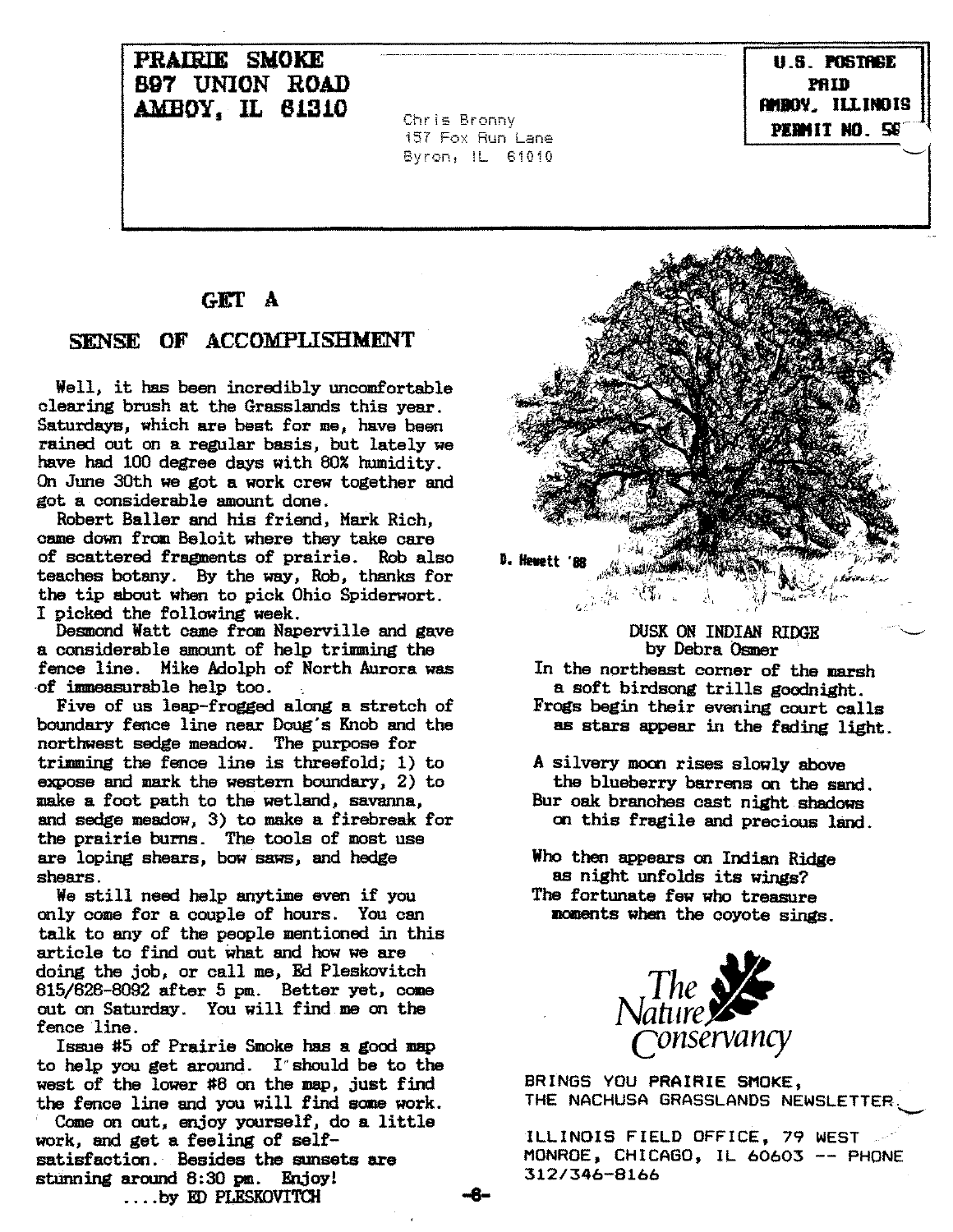PRAIRIE SMOKE
897 UNION ROAD
AMBOY, IL 61310

Chris Bronny
157 Fox Run Lane
Byron, IL 61010

U.S. POSTAGE
PAID
AMBOY, ILLINOIS
PERMIT NO. 59

## GET A SENSE OF ACCOMPLISHMENT

Well, it has been incredibly uncomfortable clearing brush at the Grasslands this year. Saturdays, which are best for me, have been rained out on a regular basis, but lately we have had 100 degree days with 80% humidity. On June 30th we got a work crew together and got a considerable amount done.

Robert Baller and his friend, Mark Rich, came down from Beloit where they take care of scattered fragments of prairie. Rob also teaches botany. By the way, Rob, thanks for the tip about when to pick Ohio Spiderwort. I picked the following week.

Desmond Watt came from Naperville and gave a considerable amount of help trimming the fence line. Mike Adolph of North Aurora was of immeasurable help too.

Five of us leap-frogged along a stretch of boundary fence line near Doug's Knob and the northwest sedge meadow. The purpose for trimming the fence line is threefold; 1) to expose and mark the western boundary, 2) to make a foot path to the wetland, savanna, and sedge meadow, 3) to make a firebreak for the prairie burns. The tools of most use are loping shears, bow saws, and hedge shears.

We still need help anytime even if you only come for a couple of hours. You can talk to any of the people mentioned in this article to find out what and how we are doing the job, or call me, Ed Pleskovitch 815/628-8092 after 5 pm. Better yet, come out on Saturday. You will find me on the fence line.

Issue #5 of Prairie Smoke has a good map to help you get around. I should be to the west of the lower #8 on the map, just find the fence line and you will find some work.

Come on out, enjoy yourself, do a little work, and get a feeling of self-satisfaction. Besides the sunsets are stunning around 8:30 pm. Enjoy!

....by ED PLESKOVITCH

D. Hewett '88

### DUSK ON INDIAN RIDGE
by Debra Osmer

In the northeast corner of the marsh
a soft birdsong trills goodnight.
Frogs begin their evening court calls
as stars appear in the fading light.

A silvery moon rises slowly above
the blueberry barrens on the sand.
Bur oak branches cast night shadows
on this fragile and precious land.

Who then appears on Indian Ridge
as night unfolds its wings?
The fortunate few who treasure
moments when the coyote sings.

The Nature Conservancy

BRINGS YOU PRAIRIE SMOKE,
THE NACHUSA GRASSLANDS NEWSLETTER.

ILLINOIS FIELD OFFICE, 79 WEST MONROE, CHICAGO, IL 60603 -- PHONE 312/346-8166